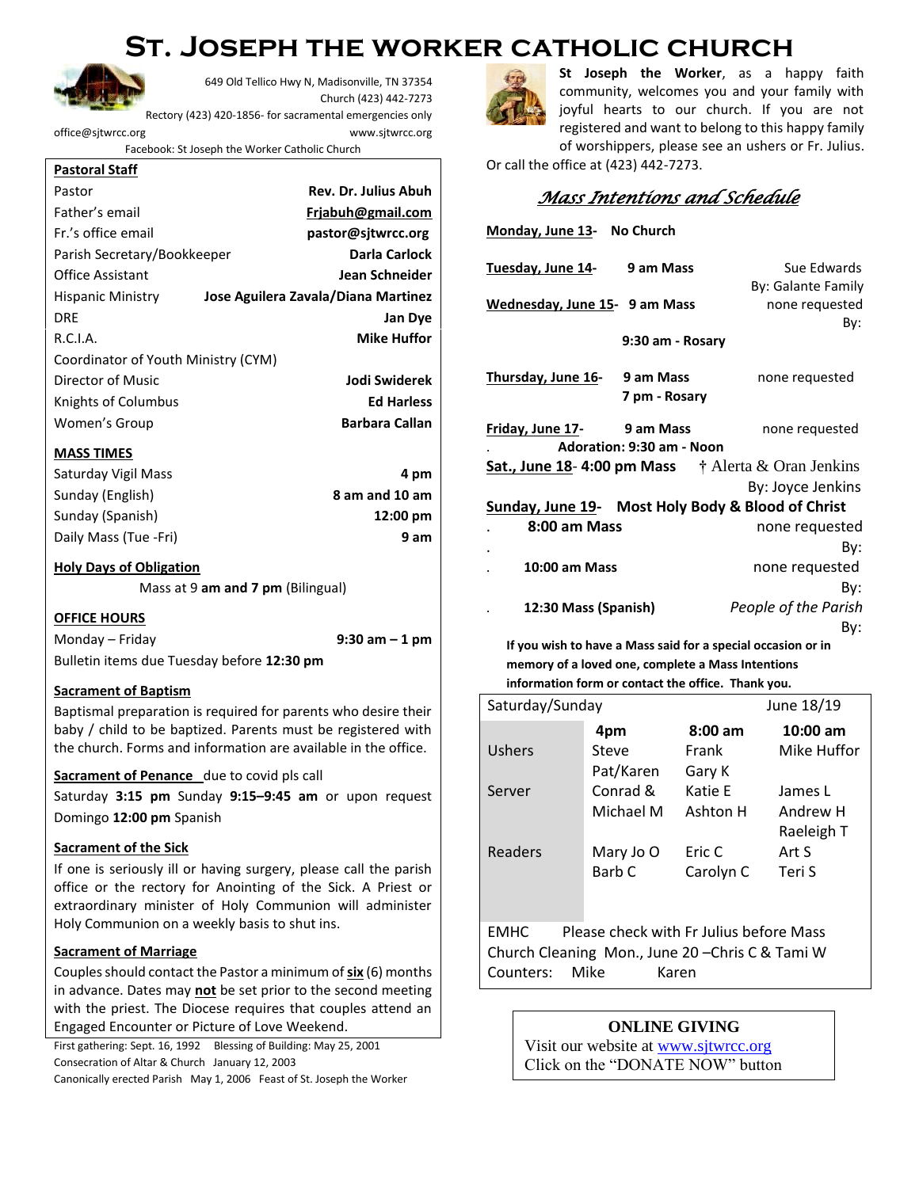# St. Joseph the Worker Catholic Church

649 Old Tellico Hwy N, Madisonville, TN 37354
Church (423) 442-7273
Rectory (423) 420-1856- for sacramental emergencies only
office@sjtwrcc.org www.sjtwrcc.org
Facebook: St Joseph the Worker Catholic Church

**Pastoral Staff**

| | |
|---|---|
| Pastor | **Rev. Dr. Julius Abuh** |
| Father's email | **Frjabuh@gmail.com** |
| Fr.'s office email | **pastor@sjtwrcc.org** |
| Parish Secretary/Bookkeeper | **Darla Carlock** |
| Office Assistant | **Jean Schneider** |
| Hispanic Ministry | **Jose Aguilera Zavala/Diana Martinez** |
| DRE | **Jan Dye** |
| R.C.I.A. | **Mike Huffor** |
| Coordinator of Youth Ministry (CYM) | |
| Director of Music | **Jodi Swiderek** |
| Knights of Columbus | **Ed Harless** |
| Women's Group | **Barbara Callan** |

**MASS TIMES**

| | |
|---|---|
| Saturday Vigil Mass | **4 pm** |
| Sunday (English) | **8 am and 10 am** |
| Sunday (Spanish) | **12:00 pm** |
| Daily Mass (Tue -Fri) | **9 am** |

**Holy Days of Obligation**

Mass at 9 **am and 7 pm** (Bilingual)

**OFFICE HOURS**

Monday – Friday **9:30 am – 1 pm**

Bulletin items due Tuesday before **12:30 pm**

**Sacrament of Baptism**

Baptismal preparation is required for parents who desire their baby / child to be baptized. Parents must be registered with the church. Forms and information are available in the office.

**Sacrament of Penance** due to covid pls call

Saturday **3:15 pm** Sunday **9:15–9:45 am** or upon request
Domingo **12:00 pm** Spanish

**Sacrament of the Sick**

If one is seriously ill or having surgery, please call the parish office or the rectory for Anointing of the Sick. A Priest or extraordinary minister of Holy Communion will administer Holy Communion on a weekly basis to shut ins.

**Sacrament of Marriage**

Couples should contact the Pastor a minimum of **six** (6) months in advance. Dates may **not** be set prior to the second meeting with the priest. The Diocese requires that couples attend an Engaged Encounter or Picture of Love Weekend.

First gathering: Sept. 16, 1992 Blessing of Building: May 25, 2001
Consecration of Altar & Church January 12, 2003
Canonically erected Parish May 1, 2006 Feast of St. Joseph the Worker

**St Joseph the Worker**, as a happy faith community, welcomes you and your family with joyful hearts to our church. If you are not registered and want to belong to this happy family of worshippers, please see an ushers or Fr. Julius. Or call the office at (423) 442-7273.

## *Mass Intentions and Schedule*

**Monday, June 13**- **No Church**

**Tuesday, June 14**- **9 am Mass** — Sue Edwards, By: Galante Family

**Wednesday, June 15**- **9 am Mass** — none requested, By:
**9:30 am - Rosary**

**Thursday, June 16**- **9 am Mass** — none requested
**7 pm - Rosary**

**Friday, June 17**- **9 am Mass** — none requested
**Adoration: 9:30 am - Noon**

**Sat., June 18**- **4:00 pm Mass** — † Alerta & Oran Jenkins, By: Joyce Jenkins

**Sunday, June 19**- **Most Holy Body & Blood of Christ**

**8:00 am Mass** — none requested, By:

**10:00 am Mass** — none requested, By:

**12:30 Mass (Spanish)** — *People of the Parish*, By:

**If you wish to have a Mass said for a special occasion or in memory of a loved one, complete a Mass Intentions information form or contact the office. Thank you.**

| Saturday/Sunday | | | June 18/19 |
|---|---|---|---|
| | **4pm** | **8:00 am** | **10:00 am** |
| Ushers | Steve<br>Pat/Karen | Frank<br>Gary K | Mike Huffor |
| Server | Conrad &<br>Michael M | Katie E<br>Ashton H | James L<br>Andrew H<br>Raeleigh T |
| Readers | Mary Jo O<br>Barb C | Eric C<br>Carolyn C | Art S<br>Teri S |

EMHC Please check with Fr Julius before Mass
Church Cleaning Mon., June 20 –Chris C & Tami W
Counters: Mike Karen

**ONLINE GIVING**
Visit our website at www.sjtwrcc.org
Click on the "DONATE NOW" button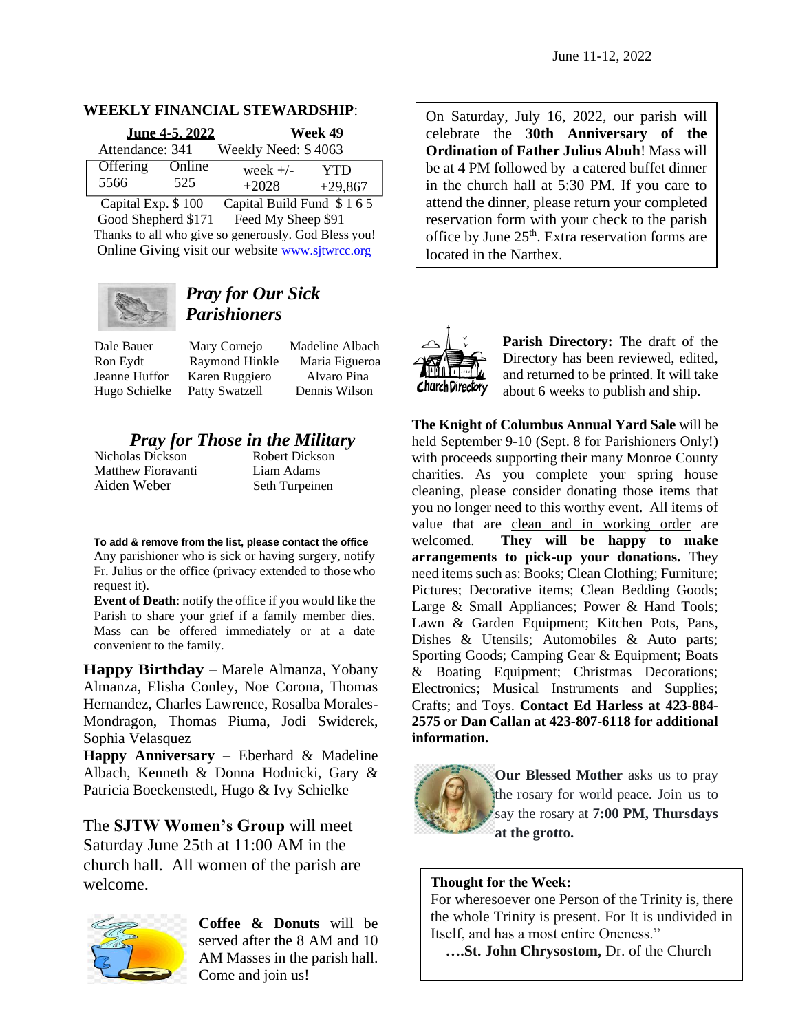June 11-12, 2022

## WEEKLY FINANCIAL STEWARDSHIP:

**June 4-5, 2022** — **Week 49**

Attendance: 341 — Weekly Need: $ 4063

| Offering | Online | week +/- | YTD |
|---|---|---|---|
| 5566 | 525 | +2028 | +29,867 |

Capital Exp. $ 100 — Capital Build Fund $ 1 6 5
Good Shepherd $171 — Feed My Sheep $91
Thanks to all who give so generously. God Bless you!
Online Giving visit our website www.sjtwrcc.org

## *Pray for Our Sick Parishioners*

Dale Bauer, Ron Eydt, Jeanne Huffor, Hugo Schielke, Mary Cornejo, Raymond Hinkle, Karen Ruggiero, Patty Swatzell, Madeline Albach, Maria Figueroa, Alvaro Pina, Dennis Wilson

## *Pray for Those in the Military*

Nicholas Dickson, Matthew Fioravanti, Aiden Weber, Robert Dickson, Liam Adams, Seth Turpeinen

**To add & remove from the list, please contact the office**
Any parishioner who is sick or having surgery, notify Fr. Julius or the office (privacy extended to those who request it).
**Event of Death**: notify the office if you would like the Parish to share your grief if a family member dies. Mass can be offered immediately or at a date convenient to the family.

**Happy Birthday** – Marele Almanza, Yobany Almanza, Elisha Conley, Noe Corona, Thomas Hernandez, Charles Lawrence, Rosalba Morales-Mondragon, Thomas Piuma, Jodi Swiderek, Sophia Velasquez
**Happy Anniversary –** Eberhard & Madeline Albach, Kenneth & Donna Hodnicki, Gary & Patricia Boeckenstedt, Hugo & Ivy Schielke

The **SJTW Women's Group** will meet Saturday June 25th at 11:00 AM in the church hall. All women of the parish are welcome.

**Coffee & Donuts** will be served after the 8 AM and 10 AM Masses in the parish hall. Come and join us!

On Saturday, July 16, 2022, our parish will celebrate the **30th Anniversary of the Ordination of Father Julius Abuh**! Mass will be at 4 PM followed by a catered buffet dinner in the church hall at 5:30 PM. If you care to attend the dinner, please return your completed reservation form with your check to the parish office by June 25th. Extra reservation forms are located in the Narthex.

**Parish Directory:** The draft of the Directory has been reviewed, edited, and returned to be printed. It will take about 6 weeks to publish and ship.

**The Knight of Columbus Annual Yard Sale** will be held September 9-10 (Sept. 8 for Parishioners Only!) with proceeds supporting their many Monroe County charities. As you complete your spring house cleaning, please consider donating those items that you no longer need to this worthy event. All items of value that are clean and in working order are welcomed. **They will be happy to make arrangements to pick-up your donations.** They need items such as: Books; Clean Clothing; Furniture; Pictures; Decorative items; Clean Bedding Goods; Large & Small Appliances; Power & Hand Tools; Lawn & Garden Equipment; Kitchen Pots, Pans, Dishes & Utensils; Automobiles & Auto parts; Sporting Goods; Camping Gear & Equipment; Boats & Boating Equipment; Christmas Decorations; Electronics; Musical Instruments and Supplies; Crafts; and Toys. **Contact Ed Harless at 423-884-2575 or Dan Callan at 423-807-6118 for additional information.**

**Our Blessed Mother** asks us to pray the rosary for world peace. Join us to say the rosary at **7:00 PM, Thursdays at the grotto.**

**Thought for the Week:**
For wheresoever one Person of the Trinity is, there the whole Trinity is present. For It is undivided in Itself, and has a most entire Oneness."
**….St. John Chrysostom,** Dr. of the Church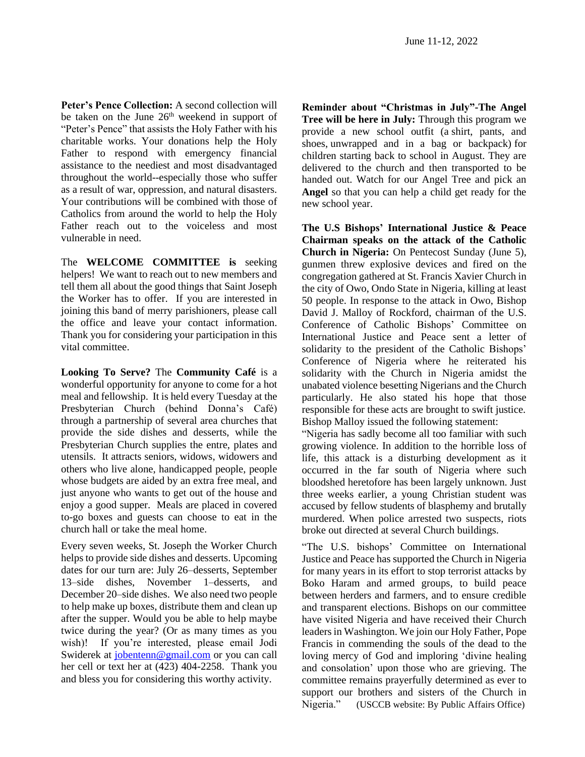**Peter's Pence Collection:** A second collection will be taken on the June 26th weekend in support of "Peter's Pence" that assists the Holy Father with his charitable works. Your donations help the Holy Father to respond with emergency financial assistance to the neediest and most disadvantaged throughout the world--especially those who suffer as a result of war, oppression, and natural disasters. Your contributions will be combined with those of Catholics from around the world to help the Holy Father reach out to the voiceless and most vulnerable in need.

The **WELCOME COMMITTEE is** seeking helpers! We want to reach out to new members and tell them all about the good things that Saint Joseph the Worker has to offer. If you are interested in joining this band of merry parishioners, please call the office and leave your contact information. Thank you for considering your participation in this vital committee.

**Looking To Serve?** The **Community Café** is a wonderful opportunity for anyone to come for a hot meal and fellowship. It is held every Tuesday at the Presbyterian Church (behind Donna's Café) through a partnership of several area churches that provide the side dishes and desserts, while the Presbyterian Church supplies the entre, plates and utensils. It attracts seniors, widows, widowers and others who live alone, handicapped people, people whose budgets are aided by an extra free meal, and just anyone who wants to get out of the house and enjoy a good supper. Meals are placed in covered to-go boxes and guests can choose to eat in the church hall or take the meal home.

Every seven weeks, St. Joseph the Worker Church helps to provide side dishes and desserts. Upcoming dates for our turn are: July 26–desserts, September 13–side dishes, November 1–desserts, and December 20–side dishes. We also need two people to help make up boxes, distribute them and clean up after the supper. Would you be able to help maybe twice during the year? (Or as many times as you wish)! If you're interested, please email Jodi Swiderek at jobentenn@gmail.com or you can call her cell or text her at (423) 404-2258. Thank you and bless you for considering this worthy activity.

**Reminder about "Christmas in July"-The Angel Tree will be here in July:** Through this program we provide a new school outfit (a shirt, pants, and shoes, unwrapped and in a bag or backpack) for children starting back to school in August. They are delivered to the church and then transported to be handed out. Watch for our Angel Tree and pick an **Angel** so that you can help a child get ready for the new school year.

**The U.S Bishops' International Justice & Peace Chairman speaks on the attack of the Catholic Church in Nigeria:** On Pentecost Sunday (June 5), gunmen threw explosive devices and fired on the congregation gathered at St. Francis Xavier Church in the city of Owo, Ondo State in Nigeria, killing at least 50 people. In response to the attack in Owo, Bishop David J. Malloy of Rockford, chairman of the U.S. Conference of Catholic Bishops' Committee on International Justice and Peace sent a letter of solidarity to the president of the Catholic Bishops' Conference of Nigeria where he reiterated his solidarity with the Church in Nigeria amidst the unabated violence besetting Nigerians and the Church particularly. He also stated his hope that those responsible for these acts are brought to swift justice. Bishop Malloy issued the following statement:

"Nigeria has sadly become all too familiar with such growing violence. In addition to the horrible loss of life, this attack is a disturbing development as it occurred in the far south of Nigeria where such bloodshed heretofore has been largely unknown. Just three weeks earlier, a young Christian student was accused by fellow students of blasphemy and brutally murdered. When police arrested two suspects, riots broke out directed at several Church buildings.

"The U.S. bishops' Committee on International Justice and Peace has supported the Church in Nigeria for many years in its effort to stop terrorist attacks by Boko Haram and armed groups, to build peace between herders and farmers, and to ensure credible and transparent elections. Bishops on our committee have visited Nigeria and have received their Church leaders in Washington. We join our Holy Father, Pope Francis in commending the souls of the dead to the loving mercy of God and imploring 'divine healing and consolation' upon those who are grieving. The committee remains prayerfully determined as ever to support our brothers and sisters of the Church in Nigeria." (USCCB website: By Public Affairs Office)